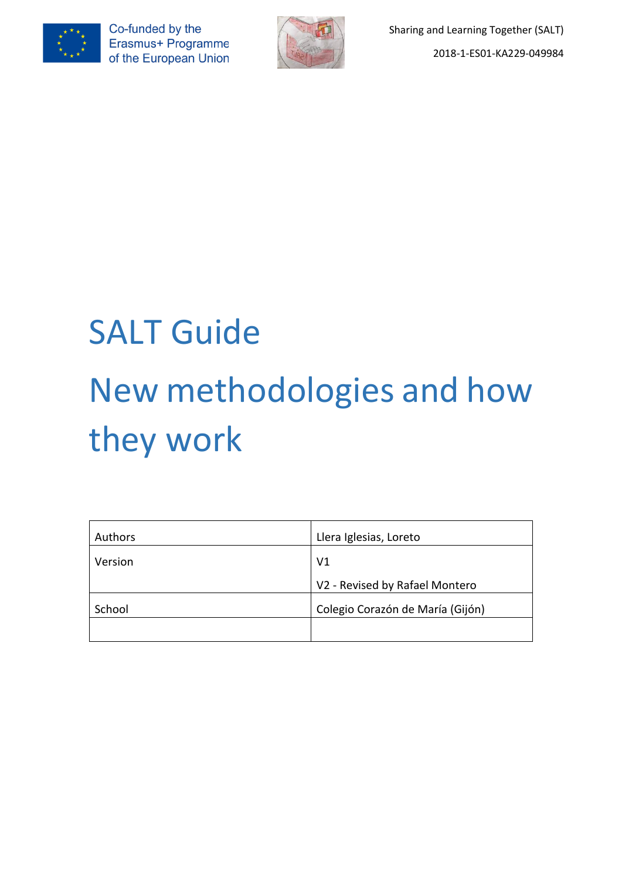Co-funded by the Erasmus+ Programme of the European Union

Sharing and Learning Together (SALT)

2018-1-ES01-KA229-049984

# SALT Guide

# New methodologies and how they work

| Authors | Llera Iglesias, Loreto |
|---|---|
| Version | V1<br>V2 - Revised by Rafael Montero |
| School | Colegio Corazón de María (Gijón) |
| | |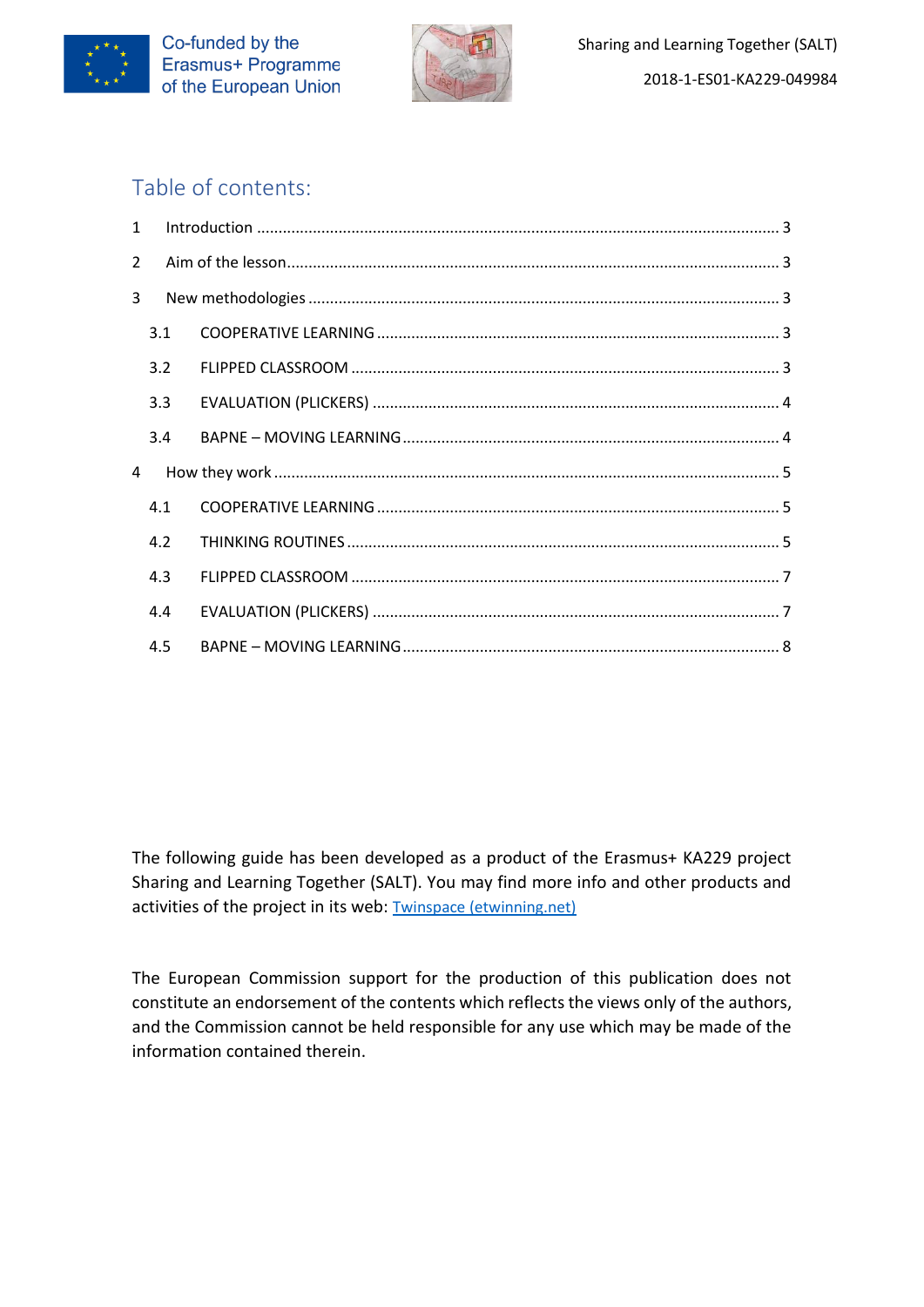## Table of contents:

- 1 Introduction ..... 3
- 2 Aim of the lesson ..... 3
- 3 New methodologies ..... 3
  - 3.1 COOPERATIVE LEARNING ..... 3
  - 3.2 FLIPPED CLASSROOM ..... 3
  - 3.3 EVALUATION (PLICKERS) ..... 4
  - 3.4 BAPNE – MOVING LEARNING ..... 4
- 4 How they work ..... 5
  - 4.1 COOPERATIVE LEARNING ..... 5
  - 4.2 THINKING ROUTINES ..... 5
  - 4.3 FLIPPED CLASSROOM ..... 7
  - 4.4 EVALUATION (PLICKERS) ..... 7
  - 4.5 BAPNE – MOVING LEARNING ..... 8

The following guide has been developed as a product of the Erasmus+ KA229 project Sharing and Learning Together (SALT). You may find more info and other products and activities of the project in its web: [Twinspace (etwinning.net)](https://twinspace.etwinning.net)

The European Commission support for the production of this publication does not constitute an endorsement of the contents which reflects the views only of the authors, and the Commission cannot be held responsible for any use which may be made of the information contained therein.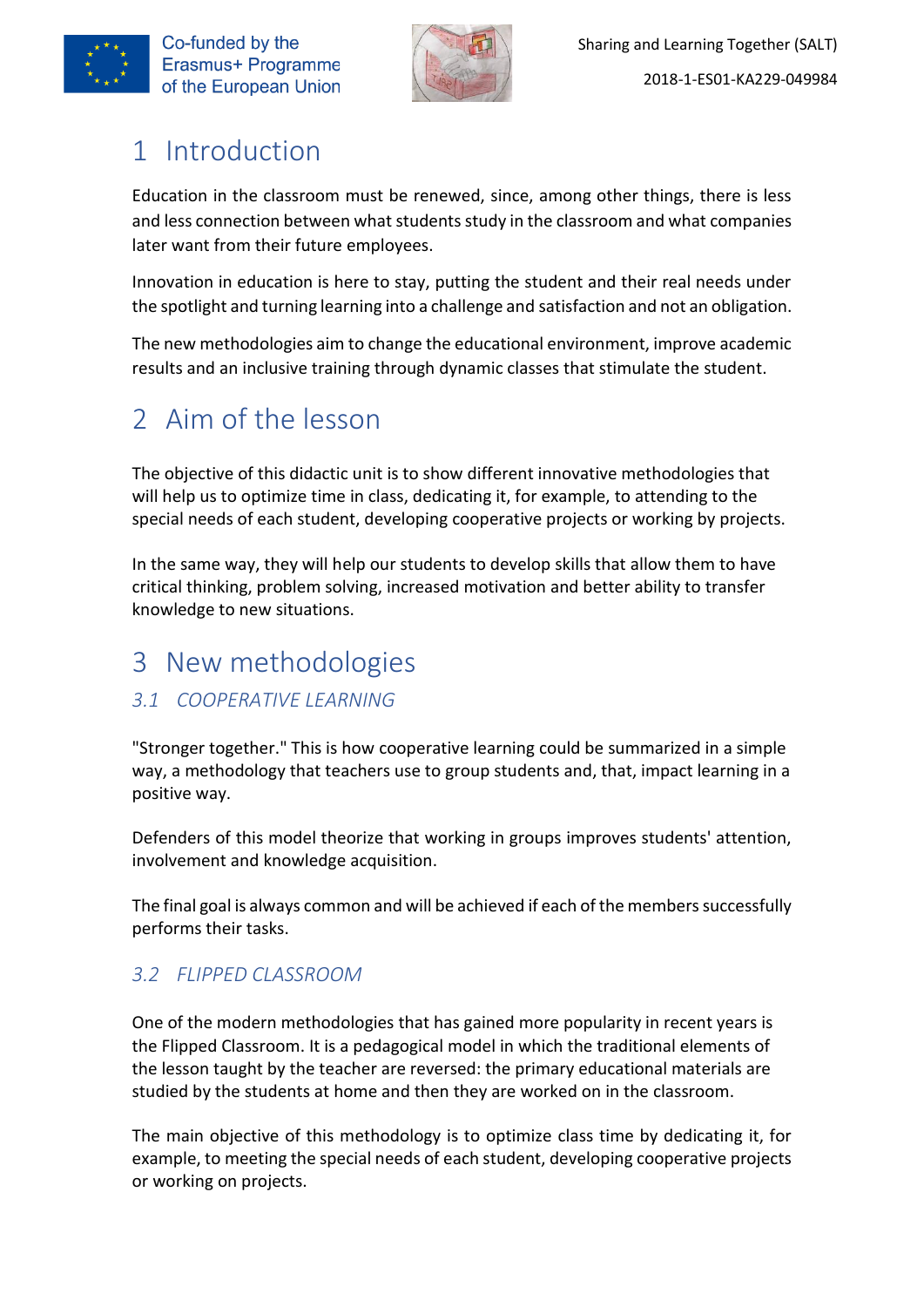# 1 Introduction

Education in the classroom must be renewed, since, among other things, there is less and less connection between what students study in the classroom and what companies later want from their future employees.

Innovation in education is here to stay, putting the student and their real needs under the spotlight and turning learning into a challenge and satisfaction and not an obligation.

The new methodologies aim to change the educational environment, improve academic results and an inclusive training through dynamic classes that stimulate the student.

# 2 Aim of the lesson

The objective of this didactic unit is to show different innovative methodologies that will help us to optimize time in class, dedicating it, for example, to attending to the special needs of each student, developing cooperative projects or working by projects.

In the same way, they will help our students to develop skills that allow them to have critical thinking, problem solving, increased motivation and better ability to transfer knowledge to new situations.

# 3 New methodologies

## 3.1 *COOPERATIVE LEARNING*

"Stronger together." This is how cooperative learning could be summarized in a simple way, a methodology that teachers use to group students and, that, impact learning in a positive way.

Defenders of this model theorize that working in groups improves students' attention, involvement and knowledge acquisition.

The final goal is always common and will be achieved if each of the members successfully performs their tasks.

## 3.2 *FLIPPED CLASSROOM*

One of the modern methodologies that has gained more popularity in recent years is the Flipped Classroom. It is a pedagogical model in which the traditional elements of the lesson taught by the teacher are reversed: the primary educational materials are studied by the students at home and then they are worked on in the classroom.

The main objective of this methodology is to optimize class time by dedicating it, for example, to meeting the special needs of each student, developing cooperative projects or working on projects.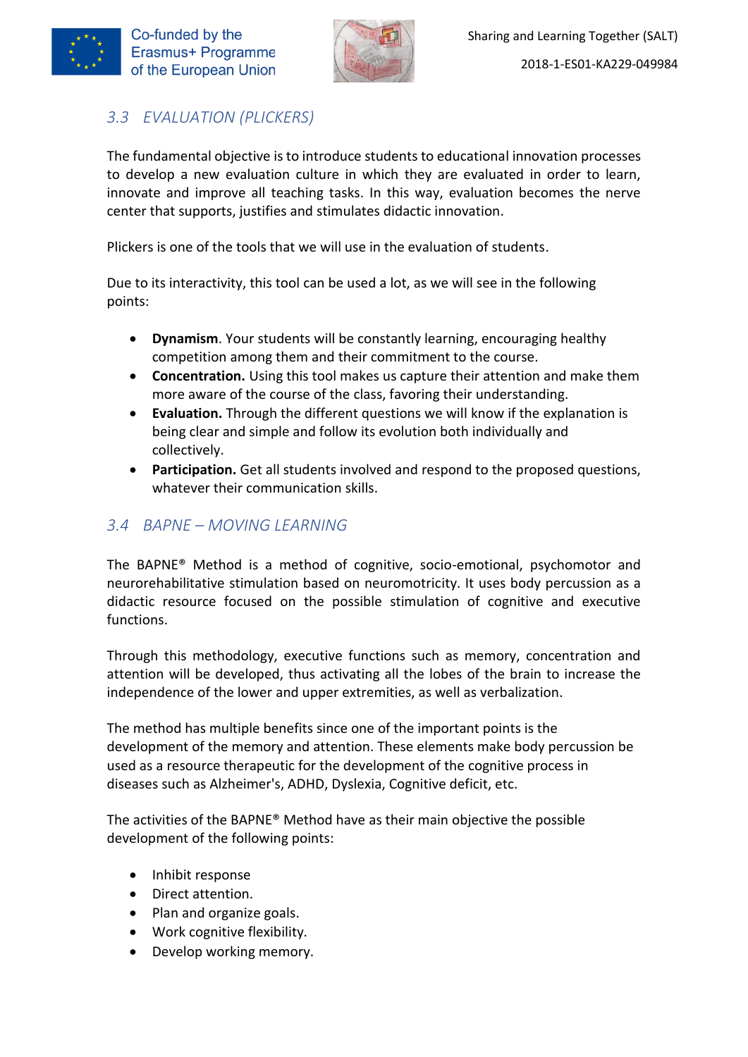### 3.3 EVALUATION (PLICKERS)

The fundamental objective is to introduce students to educational innovation processes to develop a new evaluation culture in which they are evaluated in order to learn, innovate and improve all teaching tasks. In this way, evaluation becomes the nerve center that supports, justifies and stimulates didactic innovation.

Plickers is one of the tools that we will use in the evaluation of students.

Due to its interactivity, this tool can be used a lot, as we will see in the following points:

- **Dynamism**. Your students will be constantly learning, encouraging healthy competition among them and their commitment to the course.
- **Concentration.** Using this tool makes us capture their attention and make them more aware of the course of the class, favoring their understanding.
- **Evaluation.** Through the different questions we will know if the explanation is being clear and simple and follow its evolution both individually and collectively.
- **Participation.** Get all students involved and respond to the proposed questions, whatever their communication skills.

### 3.4 BAPNE – MOVING LEARNING

The BAPNE® Method is a method of cognitive, socio-emotional, psychomotor and neurorehabilitative stimulation based on neuromotricity. It uses body percussion as a didactic resource focused on the possible stimulation of cognitive and executive functions.

Through this methodology, executive functions such as memory, concentration and attention will be developed, thus activating all the lobes of the brain to increase the independence of the lower and upper extremities, as well as verbalization.

The method has multiple benefits since one of the important points is the development of the memory and attention. These elements make body percussion be used as a resource therapeutic for the development of the cognitive process in diseases such as Alzheimer's, ADHD, Dyslexia, Cognitive deficit, etc.

The activities of the BAPNE® Method have as their main objective the possible development of the following points:

- Inhibit response
- Direct attention.
- Plan and organize goals.
- Work cognitive flexibility.
- Develop working memory.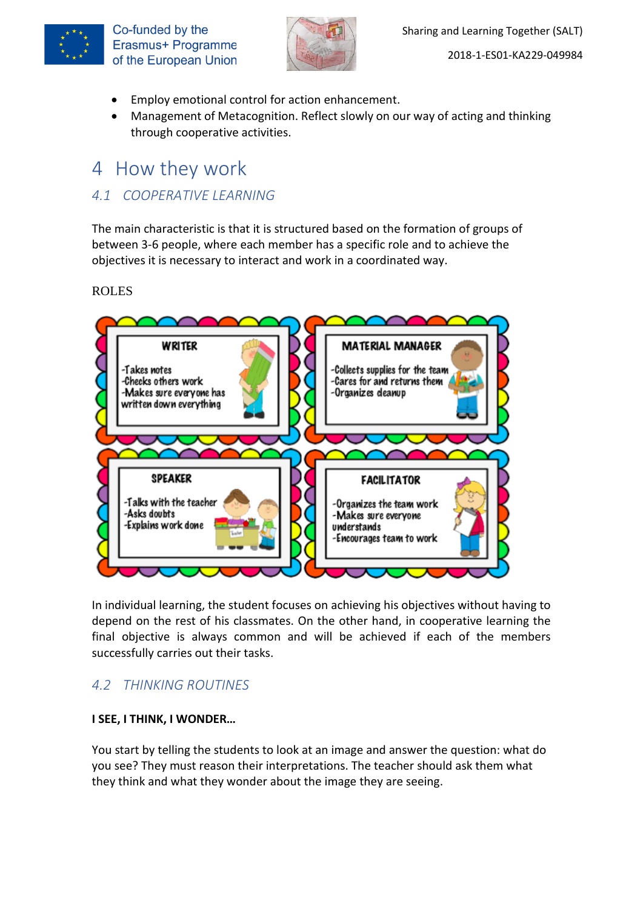- Employ emotional control for action enhancement.
- Management of Metacognition. Reflect slowly on our way of acting and thinking through cooperative activities.

# 4 How they work

## 4.1 COOPERATIVE LEARNING

The main characteristic is that it is structured based on the formation of groups of between 3-6 people, where each member has a specific role and to achieve the objectives it is necessary to interact and work in a coordinated way.

ROLES

**WRITER**
- Takes notes
- Checks others work
- Makes sure everyone has written down everything

**MATERIAL MANAGER**
- Collects supplies for the team
- Cares for and returns them
- Organizes cleanup

**SPEAKER**
- Talks with the teacher
- Asks doubts
- Explains work done

**FACILITATOR**
- Organizes the team work
- Makes sure everyone understands
- Encourages team to work

In individual learning, the student focuses on achieving his objectives without having to depend on the rest of his classmates. On the other hand, in cooperative learning the final objective is always common and will be achieved if each of the members successfully carries out their tasks.

## 4.2 THINKING ROUTINES

**I SEE, I THINK, I WONDER…**

You start by telling the students to look at an image and answer the question: what do you see? They must reason their interpretations. The teacher should ask them what they think and what they wonder about the image they are seeing.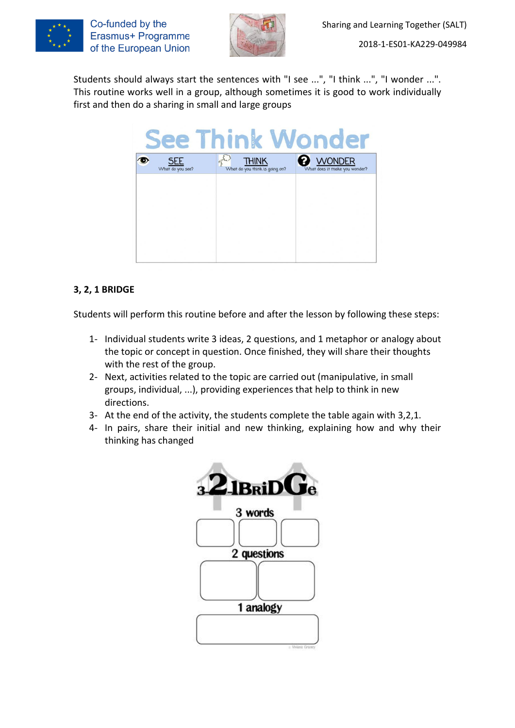Students should always start the sentences with "I see ...", "I think ...", "I wonder ...". This routine works well in a group, although sometimes it is good to work individually first and then do a sharing in small and large groups

**See Think Wonder**

| SEE<br>What do you see? | THINK<br>What do you think is going on? | WONDER<br>What does it make you wonder? |
| --- | --- | --- |
| | | |

**3, 2, 1 BRIDGE**

Students will perform this routine before and after the lesson by following these steps:

1- Individual students write 3 ideas, 2 questions, and 1 metaphor or analogy about the topic or concept in question. Once finished, they will share their thoughts with the rest of the group.
2- Next, activities related to the topic are carried out (manipulative, in small groups, individual, ...), providing experiences that help to think in new directions.
3- At the end of the activity, the students complete the table again with 3,2,1.
4- In pairs, share their initial and new thinking, explaining how and why their thinking has changed

**3-2-1 BRIDGE**

3 words

| | | |
| --- | --- | --- |
| | | |

2 questions

| | |
| --- | --- |
| | |

1 analogy

| |
| --- |
| |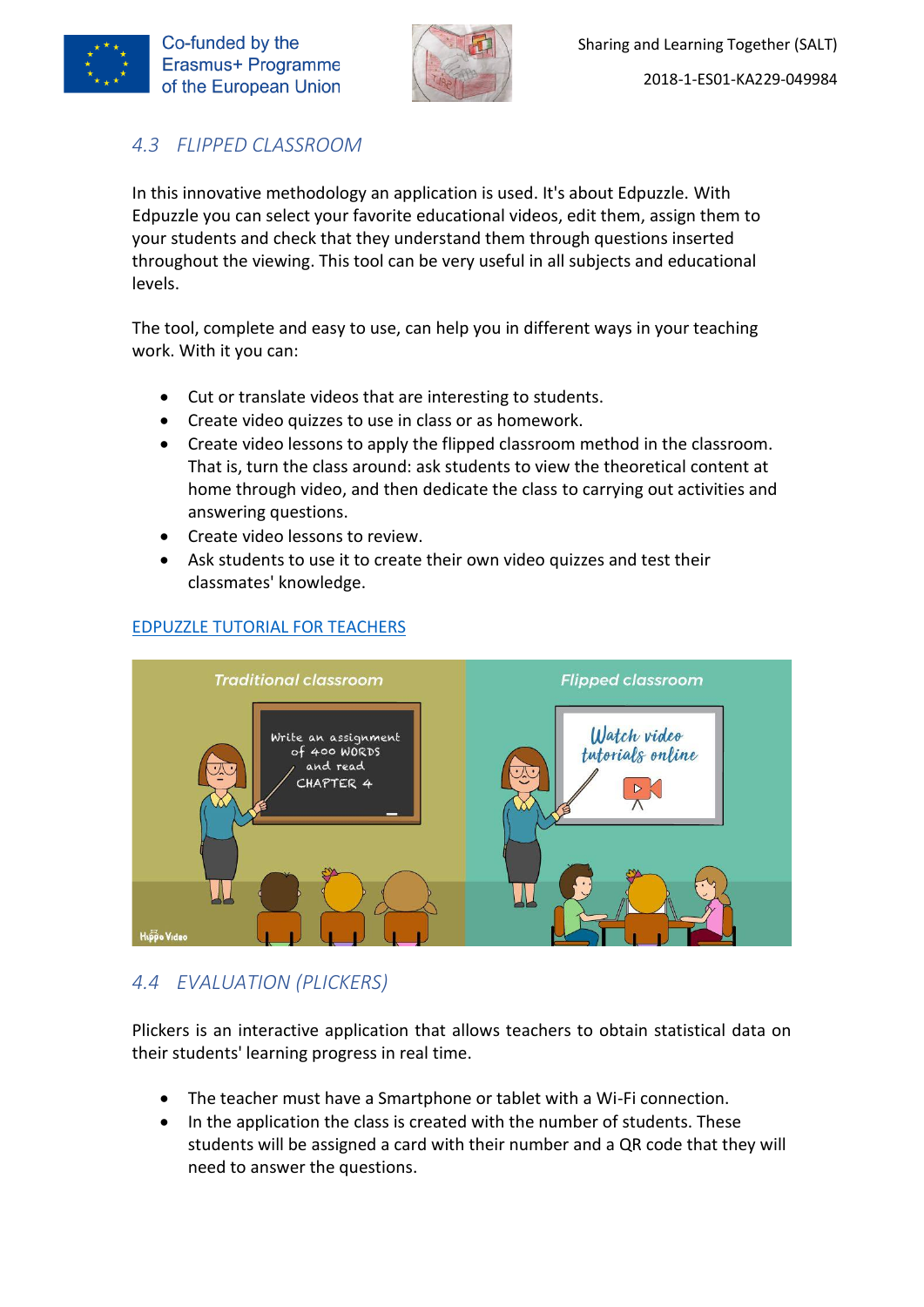## 4.3 FLIPPED CLASSROOM

In this innovative methodology an application is used. It's about Edpuzzle. With Edpuzzle you can select your favorite educational videos, edit them, assign them to your students and check that they understand them through questions inserted throughout the viewing. This tool can be very useful in all subjects and educational levels.

The tool, complete and easy to use, can help you in different ways in your teaching work. With it you can:

- Cut or translate videos that are interesting to students.
- Create video quizzes to use in class or as homework.
- Create video lessons to apply the flipped classroom method in the classroom. That is, turn the class around: ask students to view the theoretical content at home through video, and then dedicate the class to carrying out activities and answering questions.
- Create video lessons to review.
- Ask students to use it to create their own video quizzes and test their classmates' knowledge.

EDPUZZLE TUTORIAL FOR TEACHERS

## 4.4 EVALUATION (PLICKERS)

Plickers is an interactive application that allows teachers to obtain statistical data on their students' learning progress in real time.

- The teacher must have a Smartphone or tablet with a Wi-Fi connection.
- In the application the class is created with the number of students. These students will be assigned a card with their number and a QR code that they will need to answer the questions.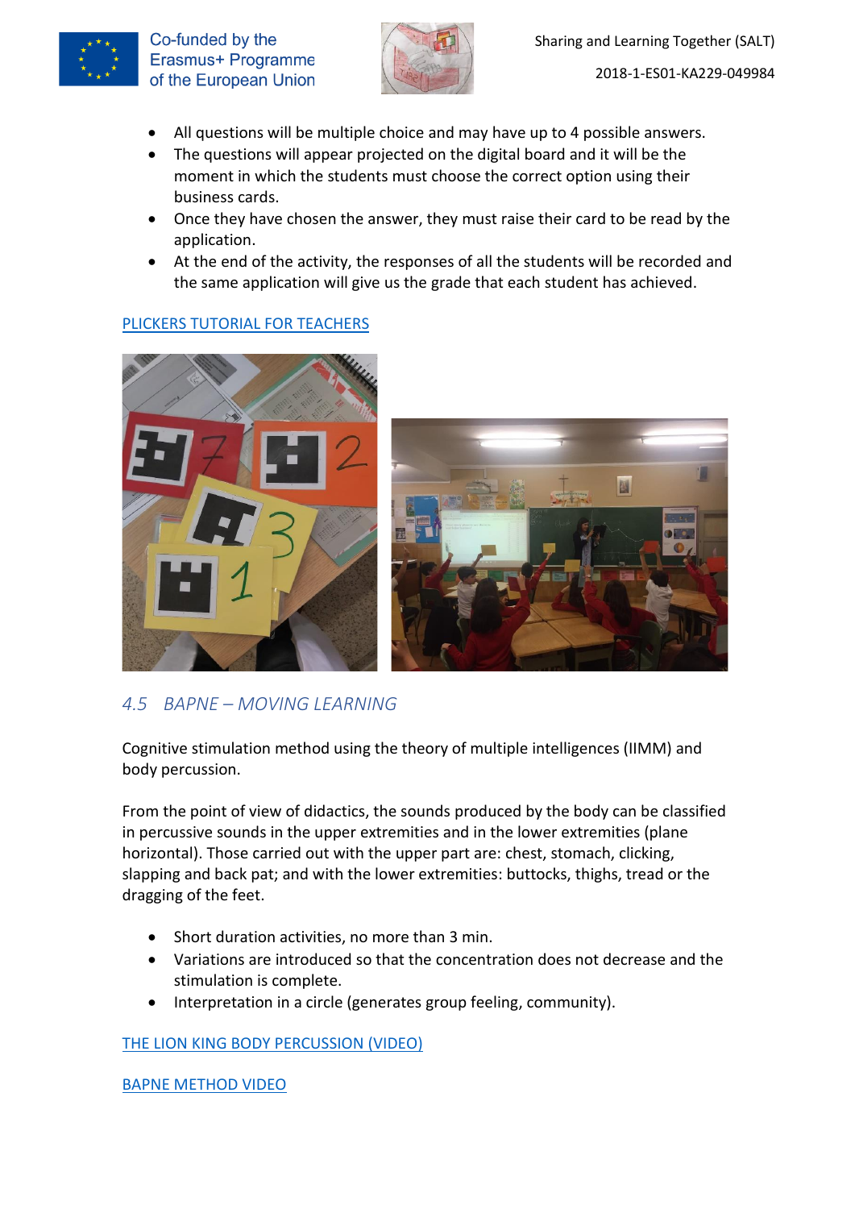- All questions will be multiple choice and may have up to 4 possible answers.
- The questions will appear projected on the digital board and it will be the moment in which the students must choose the correct option using their business cards.
- Once they have chosen the answer, they must raise their card to be read by the application.
- At the end of the activity, the responses of all the students will be recorded and the same application will give us the grade that each student has achieved.

PLICKERS TUTORIAL FOR TEACHERS

## *4.5 BAPNE – MOVING LEARNING*

Cognitive stimulation method using the theory of multiple intelligences (IIMM) and body percussion.

From the point of view of didactics, the sounds produced by the body can be classified in percussive sounds in the upper extremities and in the lower extremities (plane horizontal). Those carried out with the upper part are: chest, stomach, clicking, slapping and back pat; and with the lower extremities: buttocks, thighs, tread or the dragging of the feet.

- Short duration activities, no more than 3 min.
- Variations are introduced so that the concentration does not decrease and the stimulation is complete.
- Interpretation in a circle (generates group feeling, community).

THE LION KING BODY PERCUSSION (VIDEO)

BAPNE METHOD VIDEO